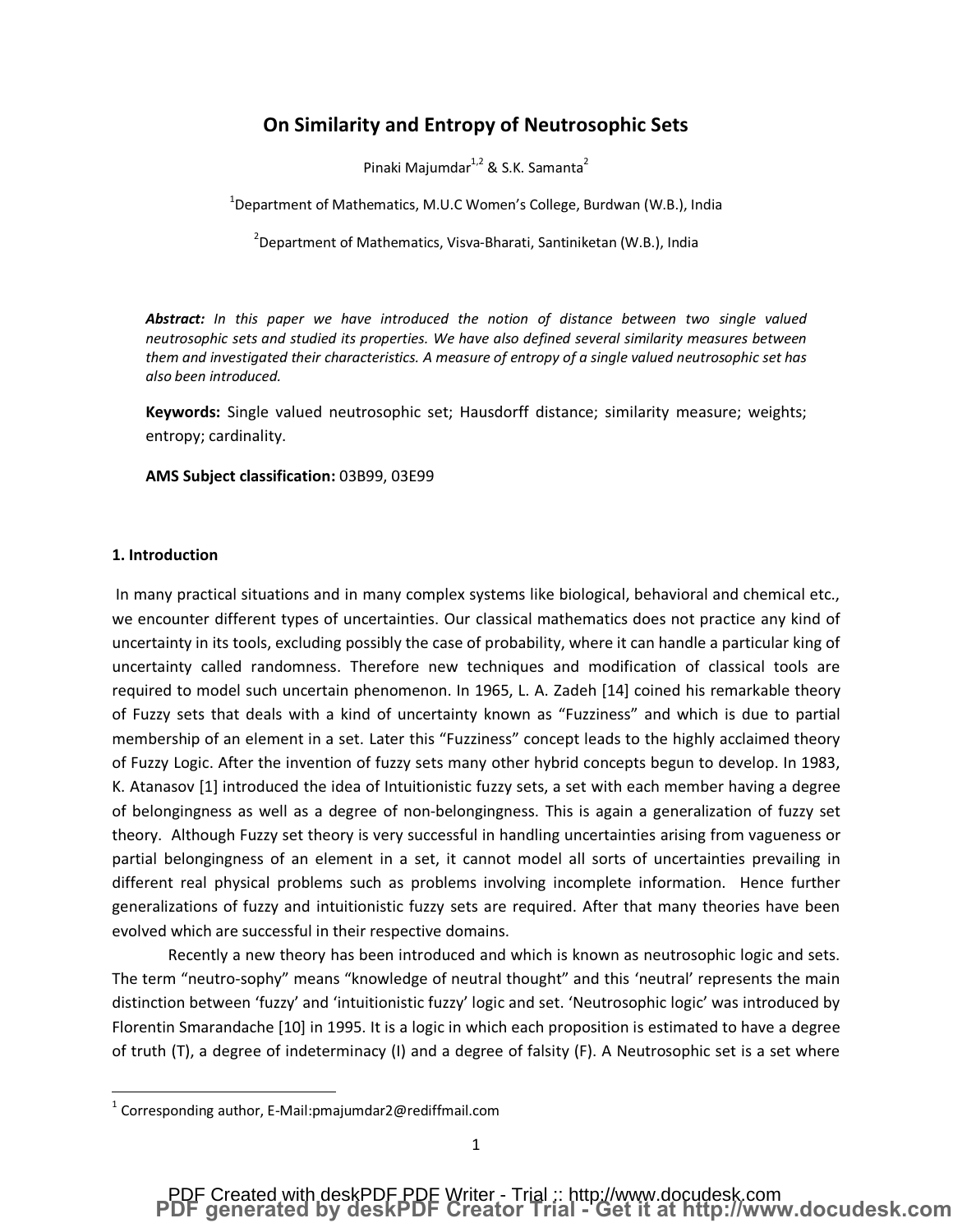# On Similarity and Entropy of Neutrosophic Sets

Pinaki Majumdar[1,2] & S.K. Samanta[2]

[1]Department of Mathematics, M.U.C Women's College, Burdwan (W.B.), India

[2]Department of Mathematics, Visva-Bharati, Santiniketan (W.B.), India

***Abstract:*** *In this paper we have introduced the notion of distance between two single valued neutrosophic sets and studied its properties. We have also defined several similarity measures between them and investigated their characteristics. A measure of entropy of a single valued neutrosophic set has also been introduced.*

**Keywords:** Single valued neutrosophic set; Hausdorff distance; similarity measure; weights; entropy; cardinality.

**AMS Subject classification:** 03B99, 03E99

## 1. Introduction

In many practical situations and in many complex systems like biological, behavioral and chemical etc., we encounter different types of uncertainties. Our classical mathematics does not practice any kind of uncertainty in its tools, excluding possibly the case of probability, where it can handle a particular king of uncertainty called randomness. Therefore new techniques and modification of classical tools are required to model such uncertain phenomenon. In 1965, L. A. Zadeh [14] coined his remarkable theory of Fuzzy sets that deals with a kind of uncertainty known as "Fuzziness" and which is due to partial membership of an element in a set. Later this "Fuzziness" concept leads to the highly acclaimed theory of Fuzzy Logic. After the invention of fuzzy sets many other hybrid concepts begun to develop. In 1983, K. Atanasov [1] introduced the idea of Intuitionistic fuzzy sets, a set with each member having a degree of belongingness as well as a degree of non-belongingness. This is again a generalization of fuzzy set theory. Although Fuzzy set theory is very successful in handling uncertainties arising from vagueness or partial belongingness of an element in a set, it cannot model all sorts of uncertainties prevailing in different real physical problems such as problems involving incomplete information. Hence further generalizations of fuzzy and intuitionistic fuzzy sets are required. After that many theories have been evolved which are successful in their respective domains.

Recently a new theory has been introduced and which is known as neutrosophic logic and sets. The term "neutro-sophy" means "knowledge of neutral thought" and this 'neutral' represents the main distinction between 'fuzzy' and 'intuitionistic fuzzy' logic and set. 'Neutrosophic logic' was introduced by Florentin Smarandache [10] in 1995. It is a logic in which each proposition is estimated to have a degree of truth (T), a degree of indeterminacy (I) and a degree of falsity (F). A Neutrosophic set is a set where

[1] Corresponding author, E-Mail:pmajumdar2@rediffmail.com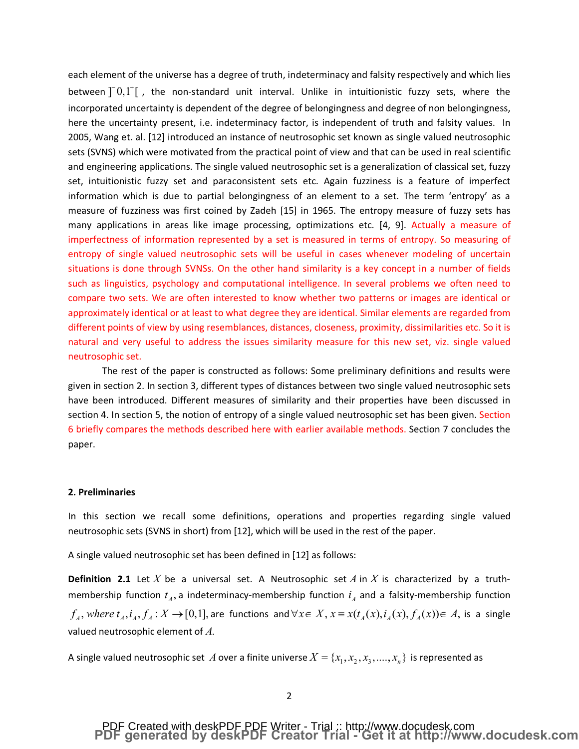each element of the universe has a degree of truth, indeterminacy and falsity respectively and which lies between $]^{-}0,1^{+}[$ , the non-standard unit interval. Unlike in intuitionistic fuzzy sets, where the incorporated uncertainty is dependent of the degree of belongingness and degree of non belongingness, here the uncertainty present, i.e. indeterminacy factor, is independent of truth and falsity values. In 2005, Wang et. al. [12] introduced an instance of neutrosophic set known as single valued neutrosophic sets (SVNS) which were motivated from the practical point of view and that can be used in real scientific and engineering applications. The single valued neutrosophic set is a generalization of classical set, fuzzy set, intuitionistic fuzzy set and paraconsistent sets etc. Again fuzziness is a feature of imperfect information which is due to partial belongingness of an element to a set. The term 'entropy' as a measure of fuzziness was first coined by Zadeh [15] in 1965. The entropy measure of fuzzy sets has many applications in areas like image processing, optimizations etc. [4, 9]. Actually a measure of imperfectness of information represented by a set is measured in terms of entropy. So measuring of entropy of single valued neutrosophic sets will be useful in cases whenever modeling of uncertain situations is done through SVNSs. On the other hand similarity is a key concept in a number of fields such as linguistics, psychology and computational intelligence. In several problems we often need to compare two sets. We are often interested to know whether two patterns or images are identical or approximately identical or at least to what degree they are identical. Similar elements are regarded from different points of view by using resemblances, distances, closeness, proximity, dissimilarities etc. So it is natural and very useful to address the issues similarity measure for this new set, viz. single valued neutrosophic set.

The rest of the paper is constructed as follows: Some preliminary definitions and results were given in section 2. In section 3, different types of distances between two single valued neutrosophic sets have been introduced. Different measures of similarity and their properties have been discussed in section 4. In section 5, the notion of entropy of a single valued neutrosophic set has been given. Section 6 briefly compares the methods described here with earlier available methods. Section 7 concludes the paper.

## 2. Preliminaries

In this section we recall some definitions, operations and properties regarding single valued neutrosophic sets (SVNS in short) from [12], which will be used in the rest of the paper.

A single valued neutrosophic set has been defined in [12] as follows:

**Definition 2.1** Let $X$ be a universal set. A Neutrosophic set $A$ in $X$ is characterized by a truth-membership function $t_A$, a indeterminacy-membership function $i_A$ and a falsity-membership function $f_A$, *where* $t_A, i_A, f_A : X \to [0,1]$, are functions and $\forall x \in X$, $x \equiv x(t_A(x), i_A(x), f_A(x)) \in A$, is a single valued neutrosophic element of $A$.

A single valued neutrosophic set $A$ over a finite universe $X = \{x_1, x_2, x_3, ...., x_n\}$ is represented as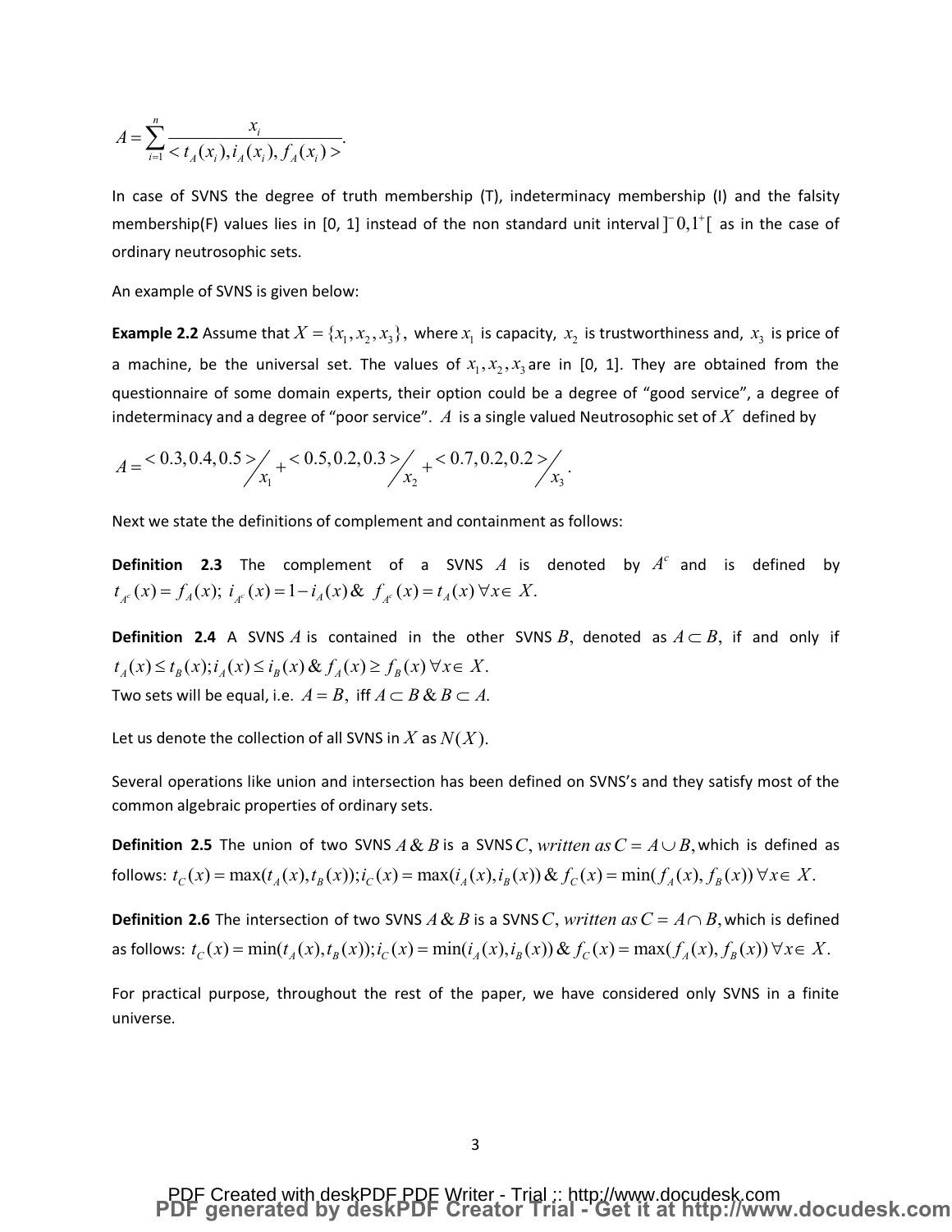$$A = \sum_{i=1}^{n} \frac{x_i}{< t_A(x_i), i_A(x_i), f_A(x_i) >}.$$

In case of SVNS the degree of truth membership (T), indeterminacy membership (I) and the falsity membership(F) values lies in [0, 1] instead of the non standard unit interval $]^{-}0,1^{+}[$ as in the case of ordinary neutrosophic sets.

An example of SVNS is given below:

**Example 2.2** Assume that $X = \{x_1, x_2, x_3\}$, where $x_1$ is capacity, $x_2$ is trustworthiness and, $x_3$ is price of a machine, be the universal set. The values of $x_1, x_2, x_3$ are in [0, 1]. They are obtained from the questionnaire of some domain experts, their option could be a degree of "good service", a degree of indeterminacy and a degree of "poor service". $A$ is a single valued Neutrosophic set of $X$ defined by

$$A = {<0.3, 0.4, 0.5>}/{x_1} + {<0.5, 0.2, 0.3>}/{x_2} + {<0.7, 0.2, 0.2>}/{x_3}.$$

Next we state the definitions of complement and containment as follows:

**Definition 2.3** The complement of a SVNS $A$ is denoted by $A^c$ and is defined by $t_{A^c}(x) = f_A(x);\ i_{A^c}(x) = 1 - i_A(x)\ \&\ f_{A^c}(x) = t_A(x)\ \forall x \in X.$

**Definition 2.4** A SVNS $A$ is contained in the other SVNS $B$, denoted as $A \subset B$, if and only if $t_A(x) \le t_B(x); i_A(x) \le i_B(x)\ \&\ f_A(x) \ge f_B(x)\ \forall x \in X.$
Two sets will be equal, i.e. $A = B$, iff $A \subset B\ \&\ B \subset A.$

Let us denote the collection of all SVNS in $X$ as $N(X)$.

Several operations like union and intersection has been defined on SVNS's and they satisfy most of the common algebraic properties of ordinary sets.

**Definition 2.5** The union of two SVNS $A\ \&\ B$ is a SVNS $C$, *written as* $C = A \cup B$, which is defined as follows: $t_C(x) = \max(t_A(x), t_B(x)); i_C(x) = \max(i_A(x), i_B(x))\ \&\ f_C(x) = \min(f_A(x), f_B(x))\ \forall x \in X.$

**Definition 2.6** The intersection of two SVNS $A\ \&\ B$ is a SVNS $C$, *written as* $C = A \cap B$, which is defined as follows: $t_C(x) = \min(t_A(x), t_B(x)); i_C(x) = \min(i_A(x), i_B(x))\ \&\ f_C(x) = \max(f_A(x), f_B(x))\ \forall x \in X.$

For practical purpose, throughout the rest of the paper, we have considered only SVNS in a finite universe.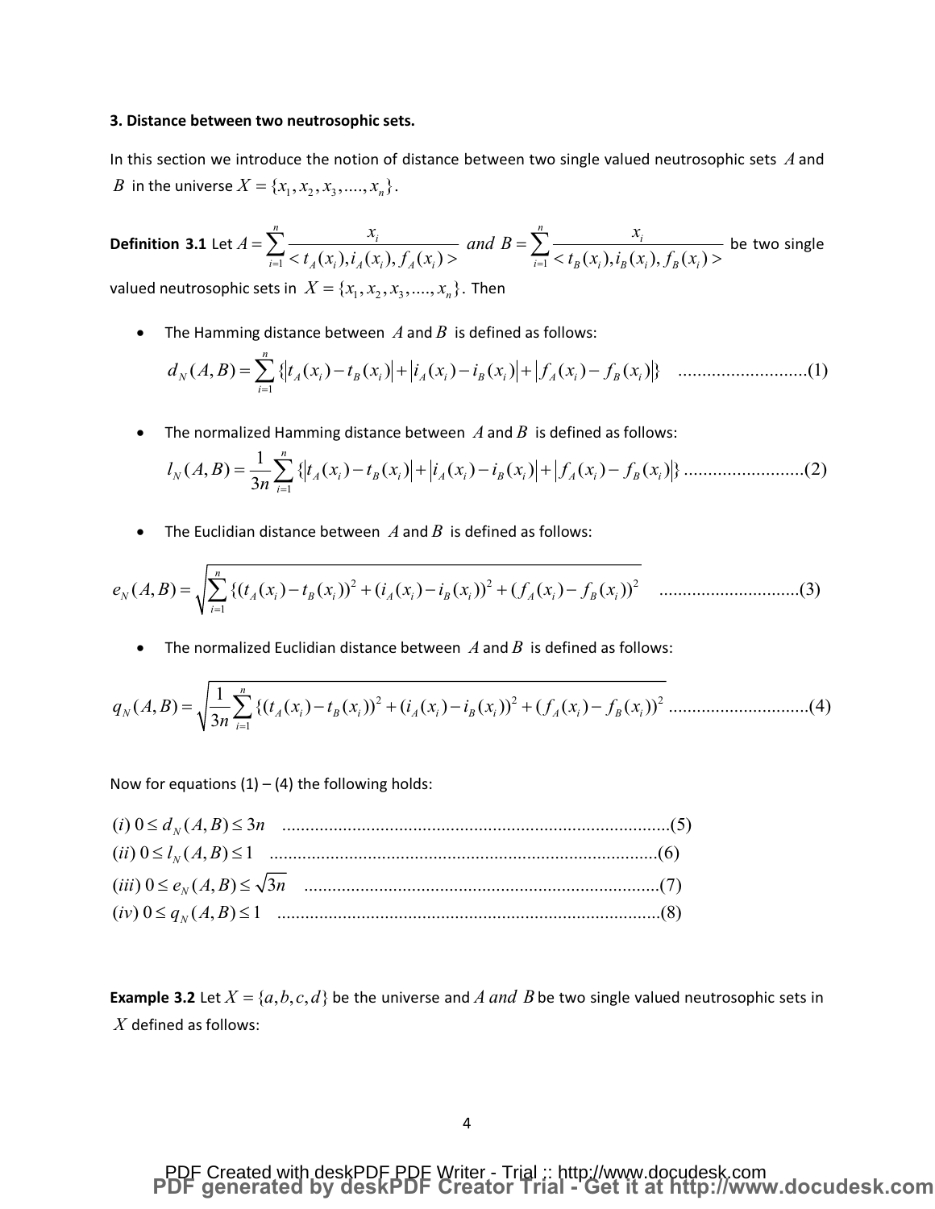**3. Distance between two neutrosophic sets.**

In this section we introduce the notion of distance between two single valued neutrosophic sets $A$ and $B$ in the universe $X = \{x_1, x_2, x_3, ...., x_n\}$.

**Definition 3.1** Let $A = \sum_{i=1}^{n} \frac{x_i}{< t_A(x_i), i_A(x_i), f_A(x_i) >}$ *and* $B = \sum_{i=1}^{n} \frac{x_i}{< t_B(x_i), i_B(x_i), f_B(x_i) >}$ be two single valued neutrosophic sets in $X = \{x_1, x_2, x_3, ...., x_n\}$. Then

- The Hamming distance between $A$ and $B$ is defined as follows:

$$d_N(A,B) = \sum_{i=1}^{n} \{|t_A(x_i) - t_B(x_i)| + |i_A(x_i) - i_B(x_i)| + |f_A(x_i) - f_B(x_i)|\} \quad ..........................(1)$$

- The normalized Hamming distance between $A$ and $B$ is defined as follows:

$$l_N(A,B) = \frac{1}{3n} \sum_{i=1}^{n} \{|t_A(x_i) - t_B(x_i)| + |i_A(x_i) - i_B(x_i)| + |f_A(x_i) - f_B(x_i)|\} \,.........................(2)$$

- The Euclidian distance between $A$ and $B$ is defined as follows:

$$e_N(A,B) = \sqrt{\sum_{i=1}^{n} \{(t_A(x_i) - t_B(x_i))^2 + (i_A(x_i) - i_B(x_i))^2 + (f_A(x_i) - f_B(x_i))^2} \quad .............................(3)$$

- The normalized Euclidian distance between $A$ and $B$ is defined as follows:

$$q_N(A,B) = \sqrt{\frac{1}{3n} \sum_{i=1}^{n} \{(t_A(x_i) - t_B(x_i))^2 + (i_A(x_i) - i_B(x_i))^2 + (f_A(x_i) - f_B(x_i))^2} \,.............................(4)$$

Now for equations (1) – (4) the following holds:

$$(i)\ 0 \le d_N(A,B) \le 3n \quad ..................................................................................(5)$$

$$(ii)\ 0 \le l_N(A,B) \le 1 \quad ..................................................................................(6)$$

$$(iii)\ 0 \le e_N(A,B) \le \sqrt{3n} \quad ...........................................................................(7)$$

$$(iv)\ 0 \le q_N(A,B) \le 1 \quad ..................................................................................(8)$$

**Example 3.2** Let $X = \{a, b, c, d\}$ be the universe and $A$ *and* $B$ be two single valued neutrosophic sets in $X$ defined as follows: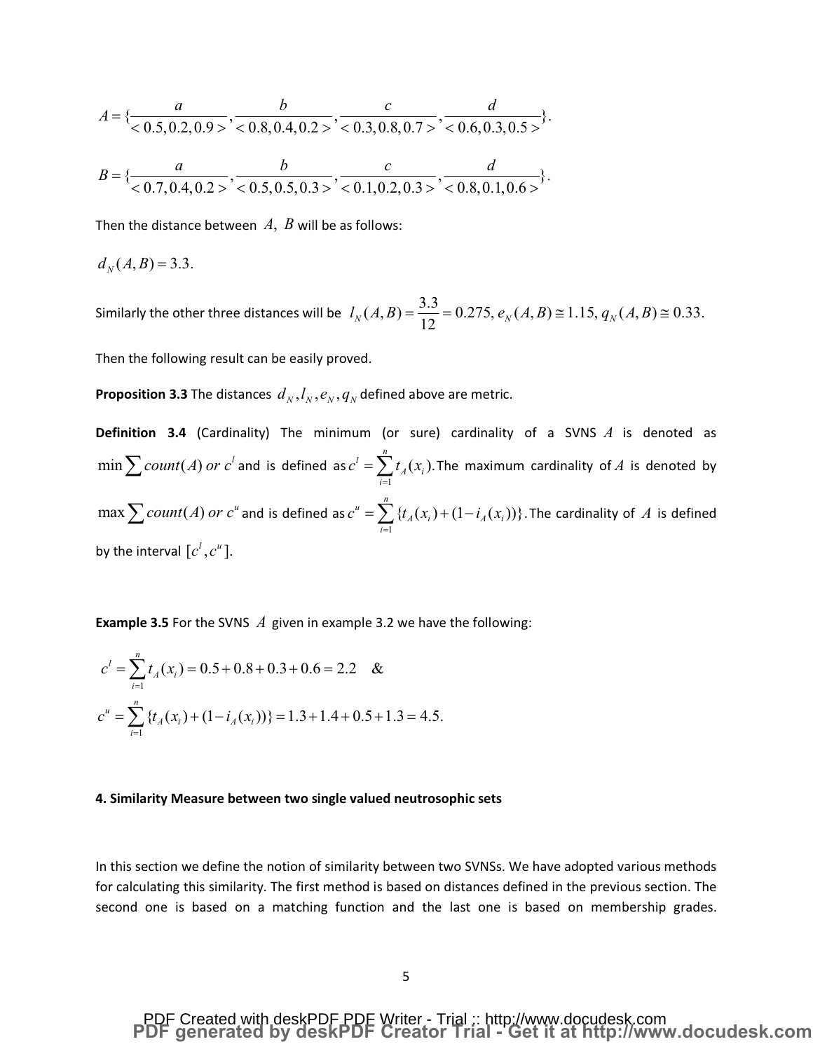$$A = \{\frac{a}{<0.5, 0.2, 0.9>}, \frac{b}{<0.8, 0.4, 0.2>}, \frac{c}{<0.3, 0.8, 0.7>}, \frac{d}{<0.6, 0.3, 0.5>}\}.$$

$$B = \{\frac{a}{<0.7, 0.4, 0.2>}, \frac{b}{<0.5, 0.5, 0.3>}, \frac{c}{<0.1, 0.2, 0.3>}, \frac{d}{<0.8, 0.1, 0.6>}\}.$$

Then the distance between $A,\ B$ will be as follows:

$$d_N(A, B) = 3.3.$$

Similarly the other three distances will be $l_N(A, B) = \frac{3.3}{12} = 0.275, e_N(A, B) \cong 1.15, q_N(A, B) \cong 0.33.$

Then the following result can be easily proved.

**Proposition 3.3** The distances $d_N, l_N, e_N, q_N$ defined above are metric.

**Definition 3.4** (Cardinality) The minimum (or sure) cardinality of a SVNS $A$ is denoted as $\min \sum count(A)\ or\ c^l$ and is defined as $c^l = \sum_{i=1}^{n} t_A(x_i)$. The maximum cardinality of $A$ is denoted by $\max \sum count(A)\ or\ c^u$ and is defined as $c^u = \sum_{i=1}^{n} \{t_A(x_i) + (1 - i_A(x_i))\}$. The cardinality of $A$ is defined by the interval $[c^l, c^u]$.

**Example 3.5** For the SVNS $A$ given in example 3.2 we have the following:

$$c^l = \sum_{i=1}^{n} t_A(x_i) = 0.5 + 0.8 + 0.3 + 0.6 = 2.2 \quad \&$$

$$c^u = \sum_{i=1}^{n} \{t_A(x_i) + (1 - i_A(x_i))\} = 1.3 + 1.4 + 0.5 + 1.3 = 4.5.$$

**4. Similarity Measure between two single valued neutrosophic sets**

In this section we define the notion of similarity between two SVNSs. We have adopted various methods for calculating this similarity. The first method is based on distances defined in the previous section. The second one is based on a matching function and the last one is based on membership grades.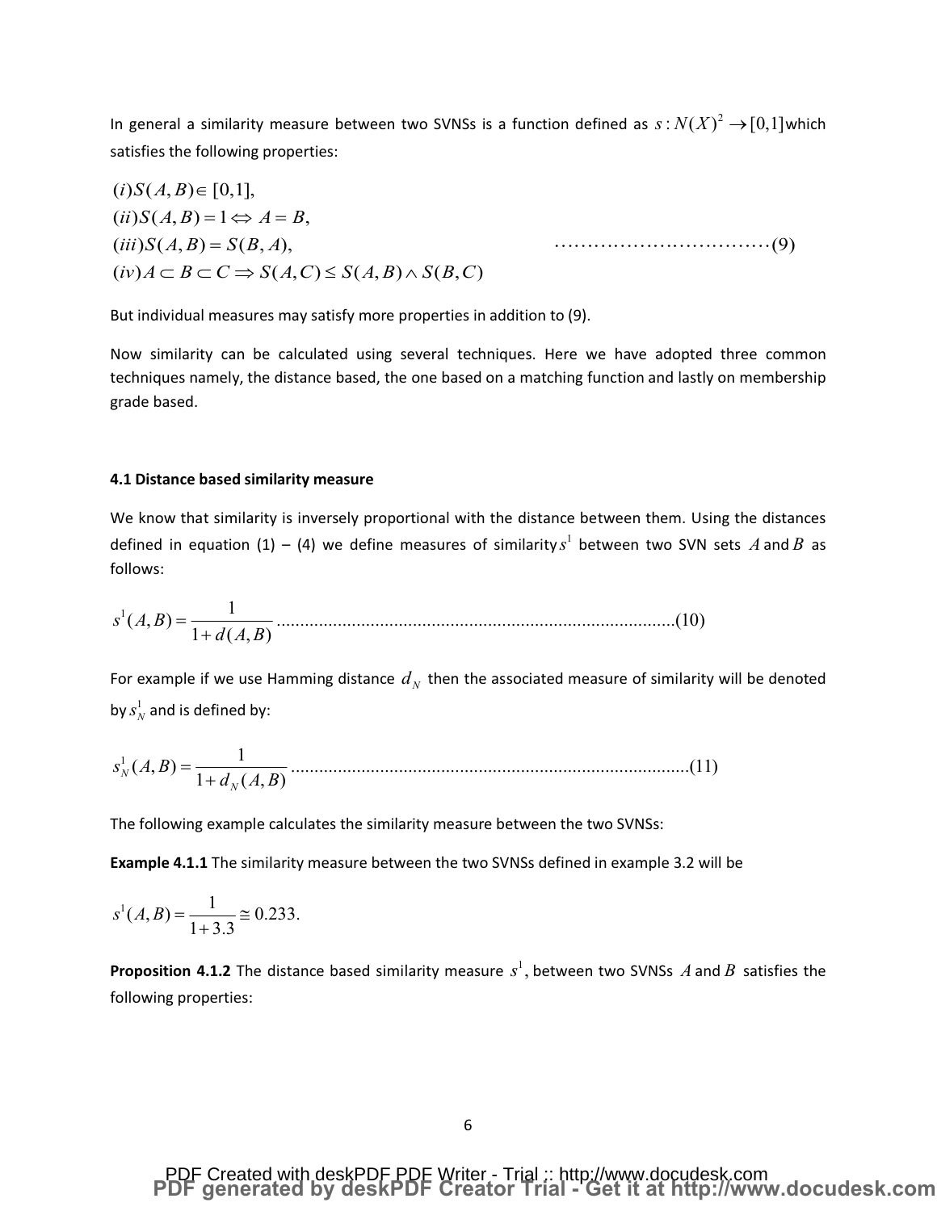In general a similarity measure between two SVNSs is a function defined as $s : N(X)^2 \rightarrow [0,1]$ which satisfies the following properties:

$$
\begin{aligned}
&(i) S(A,B) \in [0,1], \\
&(ii) S(A,B) = 1 \Leftrightarrow A = B, \\
&(iii) S(A,B) = S(B,A), \\
&(iv) A \subset B \subset C \Rightarrow S(A,C) \leq S(A,B) \wedge S(B,C)
\end{aligned}
\qquad \cdots\cdots\cdots\cdots\cdots\cdots\cdots\cdots\cdots\cdots (9)
$$

But individual measures may satisfy more properties in addition to (9).

Now similarity can be calculated using several techniques. Here we have adopted three common techniques namely, the distance based, the one based on a matching function and lastly on membership grade based.

#### 4.1 Distance based similarity measure

We know that similarity is inversely proportional with the distance between them. Using the distances defined in equation (1) – (4) we define measures of similarity $s^1$ between two SVN sets $A$ and $B$ as follows:

$$
s^1(A,B) = \frac{1}{1 + d(A,B)} \quad \text{.....................................................................................(10)}
$$

For example if we use Hamming distance $d_N$ then the associated measure of similarity will be denoted by $s_N^1$ and is defined by:

$$
s_N^1(A,B) = \frac{1}{1 + d_N(A,B)} \quad \text{....................................................................................(11)}
$$

The following example calculates the similarity measure between the two SVNSs:

**Example 4.1.1** The similarity measure between the two SVNSs defined in example 3.2 will be

$$
s^1(A,B) = \frac{1}{1 + 3.3} \cong 0.233.
$$

**Proposition 4.1.2** The distance based similarity measure $s^1$, between two SVNSs $A$ and $B$ satisfies the following properties: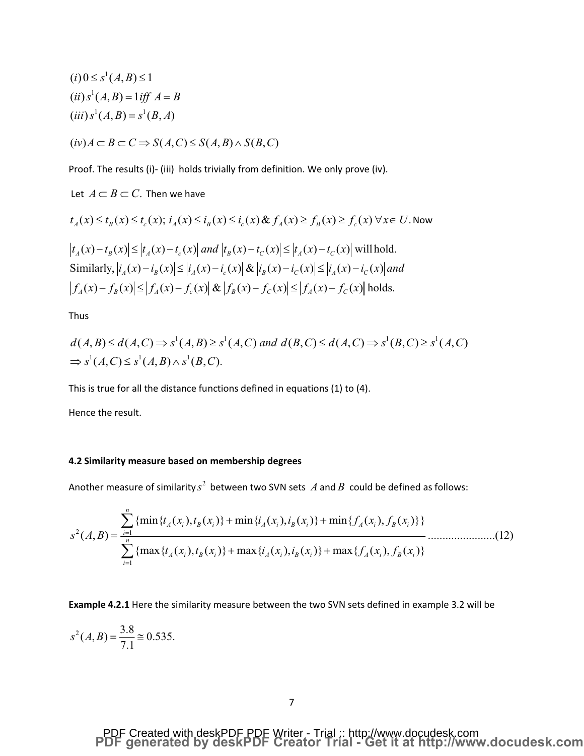$(i) \, 0 \leq s^1(A,B) \leq 1$

$(ii) \, s^1(A,B) = 1 \, iff \; A = B$

$(iii) \, s^1(A,B) = s^1(B,A)$

$(iv) A \subset B \subset C \Rightarrow S(A,C) \leq S(A,B) \wedge S(B,C)$

Proof. The results (i)- (iii) holds trivially from definition. We only prove (iv).

Let $A \subset B \subset C$. Then we have

$t_A(x) \leq t_B(x) \leq t_c(x); \; i_A(x) \leq i_B(x) \leq i_c(x) \,\&\, f_A(x) \geq f_B(x) \geq f_c(x) \; \forall x \in U$. Now

$$
\begin{aligned}
&\left|t_A(x) - t_B(x)\right| \leq \left|t_A(x) - t_c(x)\right| \; and \; \left|t_B(x) - t_C(x)\right| \leq \left|t_A(x) - t_C(x)\right| \text{ will hold.} \\
&\text{Similarly, } \left|i_A(x) - i_B(x)\right| \leq \left|i_A(x) - i_c(x)\right| \,\&\, \left|i_B(x) - i_C(x)\right| \leq \left|i_A(x) - i_C(x)\right| \; and \\
&\left|f_A(x) - f_B(x)\right| \leq \left|f_A(x) - f_c(x)\right| \,\&\, \left|f_B(x) - f_C(x)\right| \leq \left|f_A(x) - f_C(x)\right| \text{ holds.}
\end{aligned}
$$

Thus

$$
\begin{aligned}
&d(A,B) \leq d(A,C) \Rightarrow s^1(A,B) \geq s^1(A,C) \; and \; d(B,C) \leq d(A,C) \Rightarrow s^1(B,C) \geq s^1(A,C) \\
&\Rightarrow s^1(A,C) \leq s^1(A,B) \wedge s^1(B,C).
\end{aligned}
$$

This is true for all the distance functions defined in equations (1) to (4).

Hence the result.

**4.2 Similarity measure based on membership degrees**

Another measure of similarity $s^2$ between two SVN sets $A$ and $B$ could be defined as follows:

$$
s^2(A,B) = \frac{\sum_{i=1}^{n} \{\min\{t_A(x_i), t_B(x_i)\} + \min\{i_A(x_i), i_B(x_i)\} + \min\{f_A(x_i), f_B(x_i)\}\}}{\sum_{i=1}^{n} \{\max\{t_A(x_i), t_B(x_i)\} + \max\{i_A(x_i), i_B(x_i)\} + \max\{f_A(x_i), f_B(x_i)\}\}} \quad \text{......................(12)}
$$

**Example 4.2.1** Here the similarity measure between the two SVN sets defined in example 3.2 will be

$$
s^2(A,B) = \frac{3.8}{7.1} \cong 0.535.
$$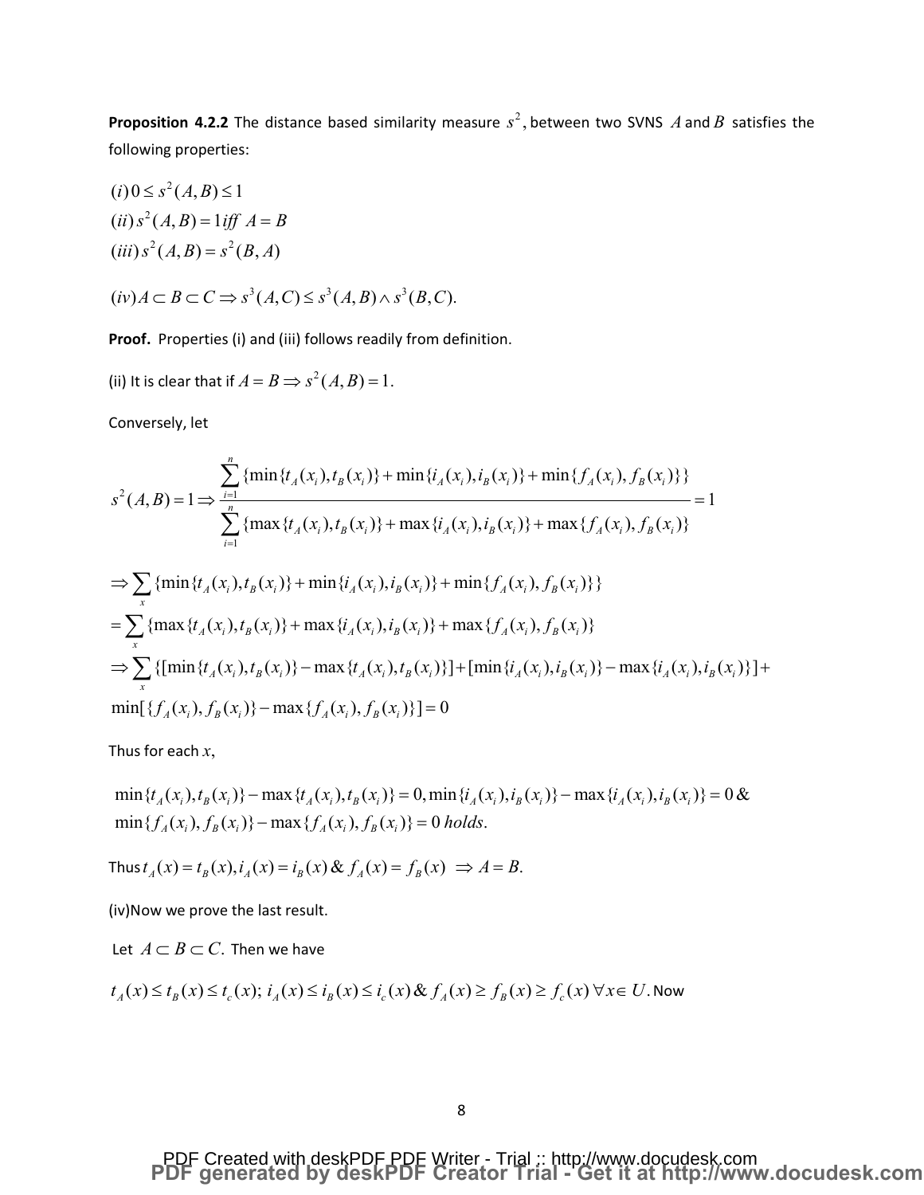**Proposition 4.2.2** The distance based similarity measure $s^2$, between two SVNS $A$ and $B$ satisfies the following properties:

$(i)\, 0 \le s^2(A,B) \le 1$

$(ii)\, s^2(A,B) = 1 \, iff \,\, A = B$

$(iii)\, s^2(A,B) = s^2(B,A)$

$(iv) A \subset B \subset C \Rightarrow s^3(A,C) \le s^3(A,B) \wedge s^3(B,C).$

**Proof.** Properties (i) and (iii) follows readily from definition.

(ii) It is clear that if $A = B \Rightarrow s^2(A,B) = 1.$

Conversely, let

$$s^2(A,B) = 1 \Rightarrow \frac{\sum_{i=1}^{n} \{\min\{t_A(x_i), t_B(x_i)\} + \min\{i_A(x_i), i_B(x_i)\} + \min\{f_A(x_i), f_B(x_i)\}\}}{\sum_{i=1}^{n} \{\max\{t_A(x_i), t_B(x_i)\} + \max\{i_A(x_i), i_B(x_i)\} + \max\{f_A(x_i), f_B(x_i)\}} = 1$$

$$\Rightarrow \sum_x \{\min\{t_A(x_i), t_B(x_i)\} + \min\{i_A(x_i), i_B(x_i)\} + \min\{f_A(x_i), f_B(x_i)\}\}$$

$$= \sum_x \{\max\{t_A(x_i), t_B(x_i)\} + \max\{i_A(x_i), i_B(x_i)\} + \max\{f_A(x_i), f_B(x_i)\}$$

$$\Rightarrow \sum_x \{[\min\{t_A(x_i), t_B(x_i)\} - \max\{t_A(x_i), t_B(x_i)\}] + [\min\{i_A(x_i), i_B(x_i)\} - \max\{i_A(x_i), i_B(x_i)\}] +$$

$$\min[\{f_A(x_i), f_B(x_i)\} - \max\{f_A(x_i), f_B(x_i)\}] = 0$$

Thus for each $x$,

$$\min\{t_A(x_i), t_B(x_i)\} - \max\{t_A(x_i), t_B(x_i)\} = 0, \min\{i_A(x_i), i_B(x_i)\} - \max\{i_A(x_i), i_B(x_i)\} = 0 \,\&$$

$$\min\{f_A(x_i), f_B(x_i)\} - \max\{f_A(x_i), f_B(x_i)\} = 0 \; holds.$$

Thus $t_A(x) = t_B(x), i_A(x) = i_B(x) \,\&\, f_A(x) = f_B(x) \;\; \Rightarrow A = B.$

(iv)Now we prove the last result.

Let $A \subset B \subset C.$ Then we have

$t_A(x) \le t_B(x) \le t_c(x);\; i_A(x) \le i_B(x) \le i_c(x) \,\&\, f_A(x) \ge f_B(x) \ge f_c(x) \;\forall x \in U.$ Now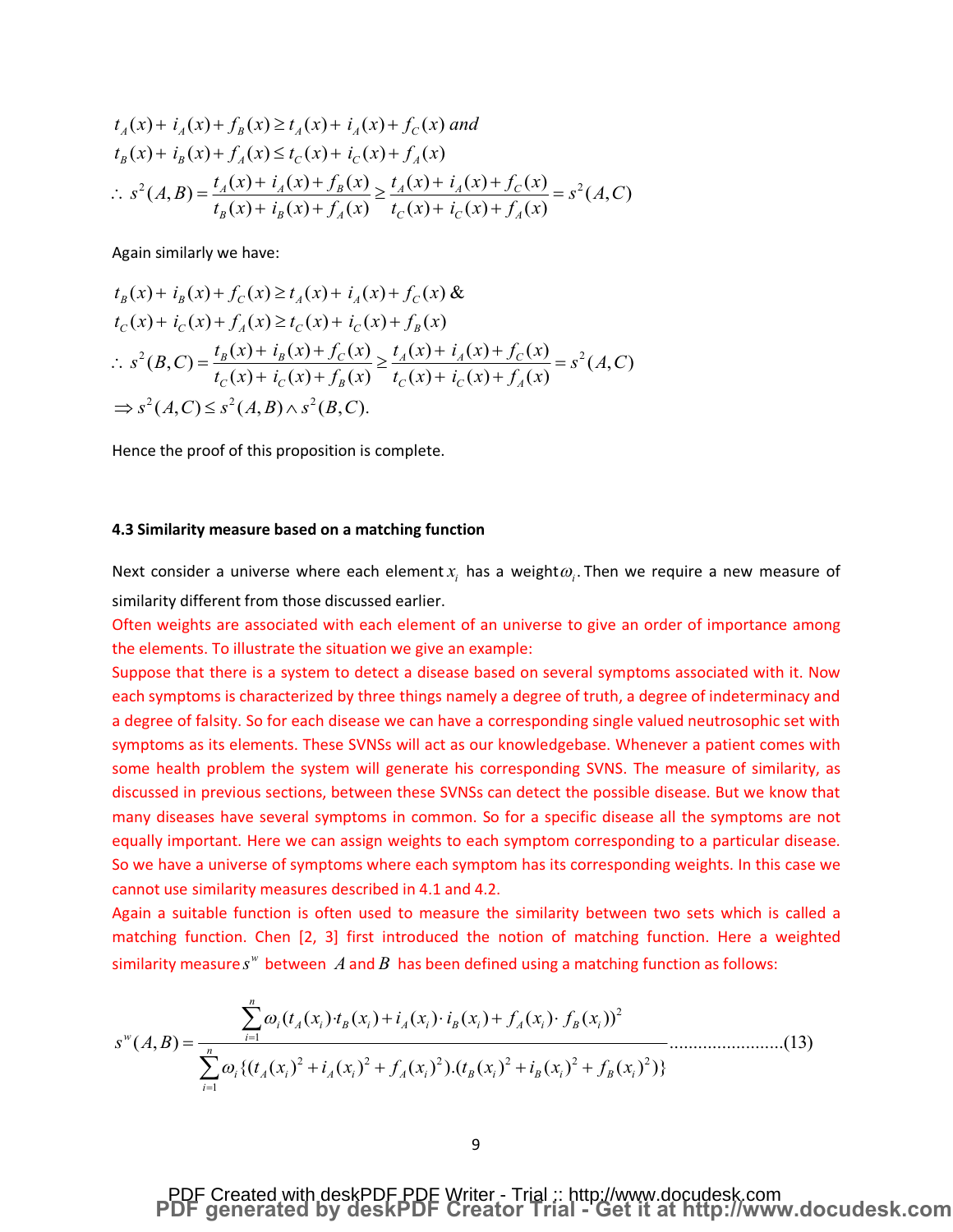$$t_A(x)+ i_A(x)+ f_B(x) \geq t_A(x)+ i_A(x)+ f_C(x) \ and$$
$$t_B(x)+ i_B(x)+ f_A(x) \leq t_C(x)+ i_C(x)+ f_A(x)$$
$$\therefore \ s^2(A,B) = \frac{t_A(x)+ i_A(x)+ f_B(x)}{t_B(x)+ i_B(x)+ f_A(x)} \geq \frac{t_A(x)+ i_A(x)+ f_C(x)}{t_C(x)+ i_C(x)+ f_A(x)} = s^2(A,C)$$

Again similarly we have:

$$t_B(x)+ i_B(x)+ f_C(x) \geq t_A(x)+ i_A(x)+ f_C(x) \ \&$$
$$t_C(x)+ i_C(x)+ f_A(x) \geq t_C(x)+ i_C(x)+ f_B(x)$$
$$\therefore \ s^2(B,C) = \frac{t_B(x)+ i_B(x)+ f_C(x)}{t_C(x)+ i_C(x)+ f_B(x)} \geq \frac{t_A(x)+ i_A(x)+ f_C(x)}{t_C(x)+ i_C(x)+ f_A(x)} = s^2(A,C)$$
$$\Rightarrow s^2(A,C) \leq s^2(A,B) \wedge s^2(B,C).$$

Hence the proof of this proposition is complete.

### 4.3 Similarity measure based on a matching function

Next consider a universe where each element $x_i$ has a weight $\omega_i$. Then we require a new measure of similarity different from those discussed earlier.

Often weights are associated with each element of an universe to give an order of importance among the elements. To illustrate the situation we give an example:

Suppose that there is a system to detect a disease based on several symptoms associated with it. Now each symptoms is characterized by three things namely a degree of truth, a degree of indeterminacy and a degree of falsity. So for each disease we can have a corresponding single valued neutrosophic set with symptoms as its elements. These SVNSs will act as our knowledgebase. Whenever a patient comes with some health problem the system will generate his corresponding SVNS. The measure of similarity, as discussed in previous sections, between these SVNSs can detect the possible disease. But we know that many diseases have several symptoms in common. So for a specific disease all the symptoms are not equally important. Here we can assign weights to each symptom corresponding to a particular disease. So we have a universe of symptoms where each symptom has its corresponding weights. In this case we cannot use similarity measures described in 4.1 and 4.2.

Again a suitable function is often used to measure the similarity between two sets which is called a matching function. Chen [2, 3] first introduced the notion of matching function. Here a weighted similarity measure $s^w$ between $A$ and $B$ has been defined using a matching function as follows:

$$s^w(A,B) = \frac{\sum_{i=1}^{n} \omega_i (t_A(x_i) \cdot t_B(x_i) + i_A(x_i) \cdot i_B(x_i) + f_A(x_i) \cdot f_B(x_i))^2}{\sum_{i=1}^{n} \omega_i \{(t_A(x_i)^2 + i_A(x_i)^2 + f_A(x_i)^2).(t_B(x_i)^2 + i_B(x_i)^2 + f_B(x_i)^2)\}} \quad \text{........................(13)}$$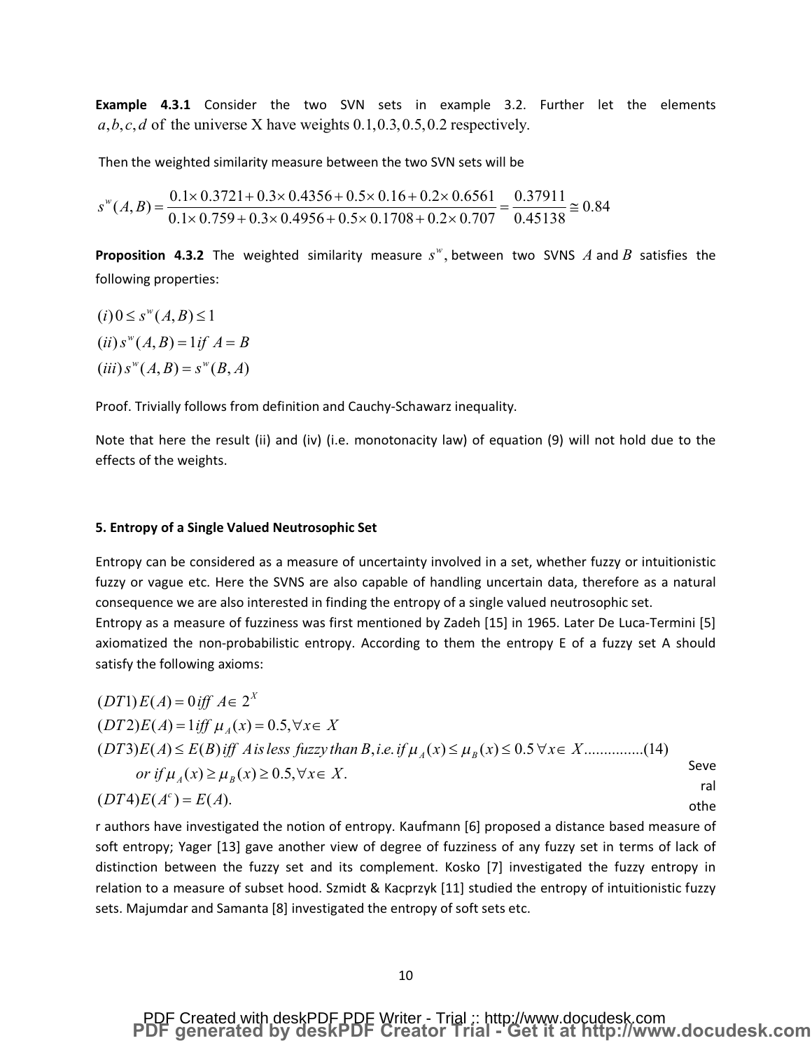**Example 4.3.1** Consider the two SVN sets in example 3.2. Further let the elements $a, b, c, d$ of the universe X have weights $0.1, 0.3, 0.5, 0.2$ respectively.

Then the weighted similarity measure between the two SVN sets will be

$$s^w(A,B) = \frac{0.1 \times 0.3721 + 0.3 \times 0.4356 + 0.5 \times 0.16 + 0.2 \times 0.6561}{0.1 \times 0.759 + 0.3 \times 0.4956 + 0.5 \times 0.1708 + 0.2 \times 0.707} = \frac{0.37911}{0.45138} \cong 0.84$$

**Proposition 4.3.2** The weighted similarity measure $s^w$, between two SVNS $A$ and $B$ satisfies the following properties:

$$(i)\, 0 \le s^w(A,B) \le 1$$
$$(ii)\, s^w(A,B) = 1 \, if \;\; A = B$$
$$(iii)\, s^w(A,B) = s^w(B,A)$$

Proof. Trivially follows from definition and Cauchy-Schawarz inequality.

Note that here the result (ii) and (iv) (i.e. monotonacity law) of equation (9) will not hold due to the effects of the weights.

### 5. Entropy of a Single Valued Neutrosophic Set

Entropy can be considered as a measure of uncertainty involved in a set, whether fuzzy or intuitionistic fuzzy or vague etc. Here the SVNS are also capable of handling uncertain data, therefore as a natural consequence we are also interested in finding the entropy of a single valued neutrosophic set.

Entropy as a measure of fuzziness was first mentioned by Zadeh [15] in 1965. Later De Luca-Termini [5] axiomatized the non-probabilistic entropy. According to them the entropy E of a fuzzy set A should satisfy the following axioms:

$$
\begin{aligned}
&(DT1)\, E(A) = 0 \, iff \;\; A \in 2^X \\
&(DT2)\, E(A) = 1 \, iff \;\; \mu_A(x) = 0.5, \forall x \in X \\
&(DT3)\, E(A) \le E(B) \, iff \;\; A \, is \, less \, fuzzy \, than \, B, i.e. \, if \, \mu_A(x) \le \mu_B(x) \le 0.5 \; \forall x \in X \quad \ldots\ldots\ldots\ldots (14) \\
&\qquad or \, if \, \mu_A(x) \ge \mu_B(x) \ge 0.5, \forall x \in X. \\
&(DT4)\, E(A^c) = E(A).
\end{aligned}
$$

Several other authors have investigated the notion of entropy. Kaufmann [6] proposed a distance based measure of soft entropy; Yager [13] gave another view of degree of fuzziness of any fuzzy set in terms of lack of distinction between the fuzzy set and its complement. Kosko [7] investigated the fuzzy entropy in relation to a measure of subset hood. Szmidt & Kacprzyk [11] studied the entropy of intuitionistic fuzzy sets. Majumdar and Samanta [8] investigated the entropy of soft sets etc.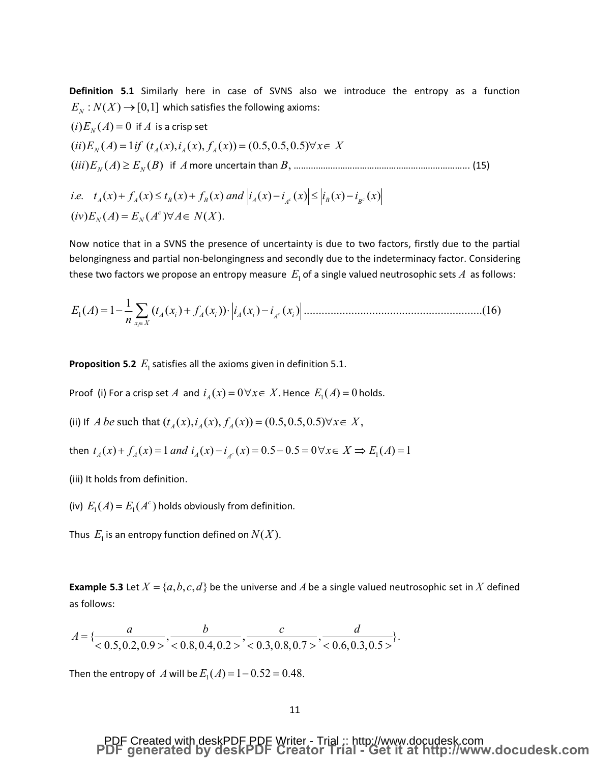**Definition 5.1** Similarly here in case of SVNS also we introduce the entropy as a function $E_N : N(X) \to [0,1]$ which satisfies the following axioms:

$(i) E_N(A) = 0$ if $A$ is a crisp set

$(ii) E_N(A) = 1$ *if* $(t_A(x), i_A(x), f_A(x)) = (0.5, 0.5, 0.5) \forall x \in X$

$(iii) E_N(A) \geq E_N(B)$ if $A$ more uncertain than $B$, ……………………………………………………………… (15)

*i.e.* $t_A(x) + f_A(x) \leq t_B(x) + f_B(x)$ *and* $\left| i_A(x) - i_{A^c}(x) \right| \leq \left| i_B(x) - i_{B^c}(x) \right|$

$(iv) E_N(A) = E_N(A^c) \forall A \in N(X).$

Now notice that in a SVNS the presence of uncertainty is due to two factors, firstly due to the partial belongingness and partial non-belongingness and secondly due to the indeterminacy factor. Considering these two factors we propose an entropy measure $E_1$ of a single valued neutrosophic sets $A$ as follows:

$$E_1(A) = 1 - \frac{1}{n} \sum_{x_i \in X} (t_A(x_i) + f_A(x_i)) \cdot \left| i_A(x_i) - i_{A^c}(x_i) \right| \quad \text{.............................................................(16)}$$

**Proposition 5.2** $E_1$ satisfies all the axioms given in definition 5.1.

Proof (i) For a crisp set $A$ and $i_A(x) = 0 \forall x \in X$. Hence $E_1(A) = 0$ holds.

(ii) If $A$ *be* such that $(t_A(x), i_A(x), f_A(x)) = (0.5, 0.5, 0.5) \forall x \in X,$

then $t_A(x) + f_A(x) = 1$ *and* $i_A(x) - i_{A^c}(x) = 0.5 - 0.5 = 0 \forall x \in X \Rightarrow E_1(A) = 1$

(iii) It holds from definition.

(iv) $E_1(A) = E_1(A^c)$ holds obviously from definition.

Thus $E_1$ is an entropy function defined on $N(X)$.

**Example 5.3** Let $X = \{a, b, c, d\}$ be the universe and $A$ be a single valued neutrosophic set in $X$ defined as follows:

$$A = \{\frac{a}{<0.5, 0.2, 0.9>}, \frac{b}{<0.8, 0.4, 0.2>}, \frac{c}{<0.3, 0.8, 0.7>}, \frac{d}{<0.6, 0.3, 0.5>}\}.$$

Then the entropy of $A$ will be $E_1(A) = 1 - 0.52 = 0.48.$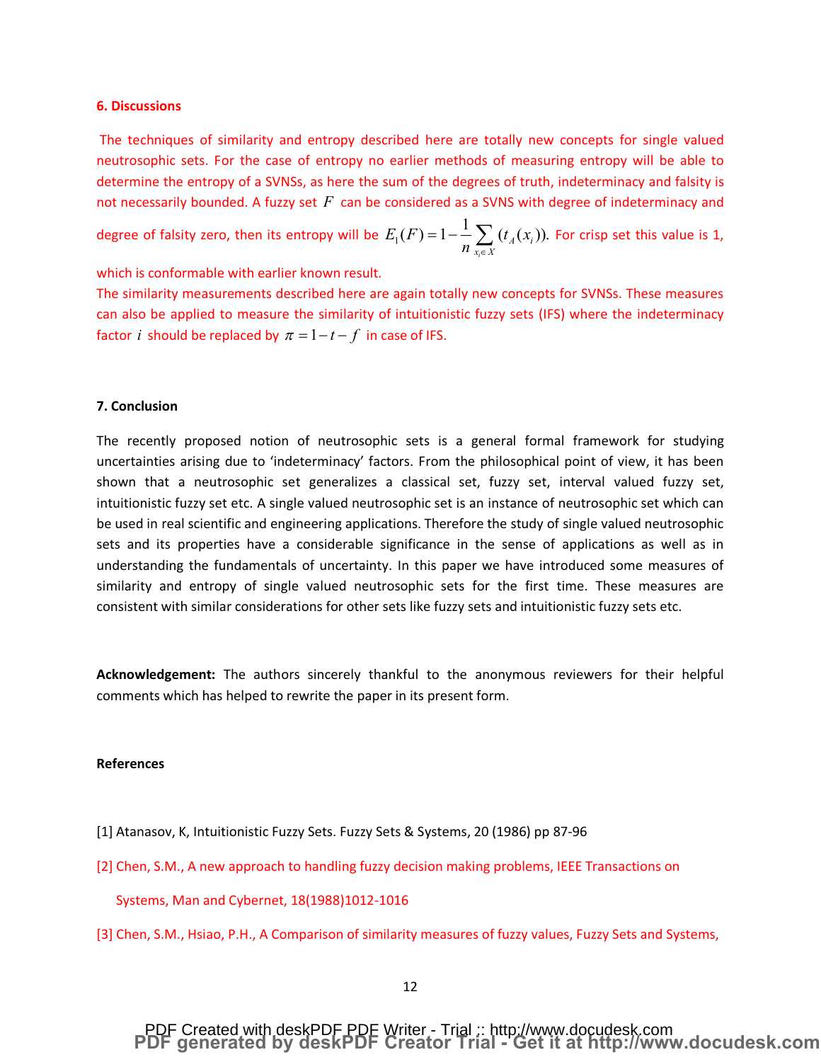## 6. Discussions

The techniques of similarity and entropy described here are totally new concepts for single valued neutrosophic sets. For the case of entropy no earlier methods of measuring entropy will be able to determine the entropy of a SVNSs, as here the sum of the degrees of truth, indeterminacy and falsity is not necessarily bounded. A fuzzy set $F$ can be considered as a SVNS with degree of indeterminacy and degree of falsity zero, then its entropy will be $E_1(F) = 1 - \frac{1}{n}\sum_{x_i \in X}(t_A(x_i))$. For crisp set this value is 1, which is conformable with earlier known result.

The similarity measurements described here are again totally new concepts for SVNSs. These measures can also be applied to measure the similarity of intuitionistic fuzzy sets (IFS) where the indeterminacy factor $i$ should be replaced by $\pi = 1 - t - f$ in case of IFS.

## 7. Conclusion

The recently proposed notion of neutrosophic sets is a general formal framework for studying uncertainties arising due to 'indeterminacy' factors. From the philosophical point of view, it has been shown that a neutrosophic set generalizes a classical set, fuzzy set, interval valued fuzzy set, intuitionistic fuzzy set etc. A single valued neutrosophic set is an instance of neutrosophic set which can be used in real scientific and engineering applications. Therefore the study of single valued neutrosophic sets and its properties have a considerable significance in the sense of applications as well as in understanding the fundamentals of uncertainty. In this paper we have introduced some measures of similarity and entropy of single valued neutrosophic sets for the first time. These measures are consistent with similar considerations for other sets like fuzzy sets and intuitionistic fuzzy sets etc.

**Acknowledgement:** The authors sincerely thankful to the anonymous reviewers for their helpful comments which has helped to rewrite the paper in its present form.

## References

[1] Atanasov, K, Intuitionistic Fuzzy Sets. Fuzzy Sets & Systems, 20 (1986) pp 87-96

[2] Chen, S.M., A new approach to handling fuzzy decision making problems, IEEE Transactions on Systems, Man and Cybernet, 18(1988)1012-1016

[3] Chen, S.M., Hsiao, P.H., A Comparison of similarity measures of fuzzy values, Fuzzy Sets and Systems,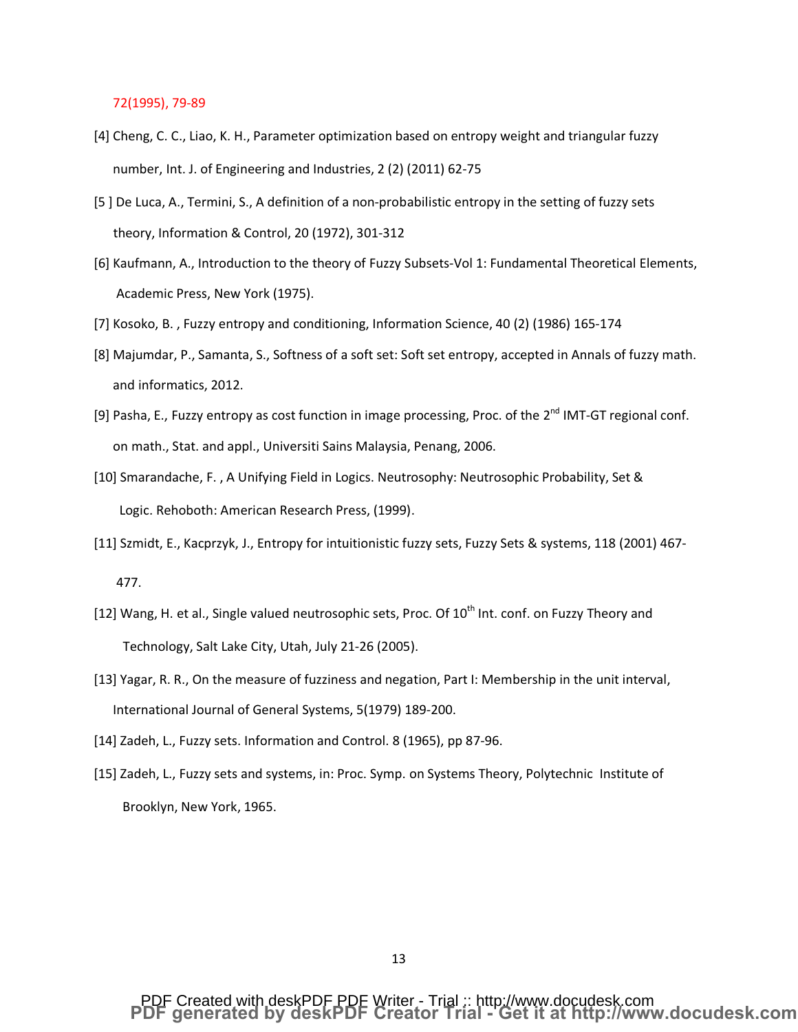72(1995), 79-89

[4] Cheng, C. C., Liao, K. H., Parameter optimization based on entropy weight and triangular fuzzy number, Int. J. of Engineering and Industries, 2 (2) (2011) 62-75

[5 ] De Luca, A., Termini, S., A definition of a non-probabilistic entropy in the setting of fuzzy sets theory, Information & Control, 20 (1972), 301-312

[6] Kaufmann, A., Introduction to the theory of Fuzzy Subsets-Vol 1: Fundamental Theoretical Elements, Academic Press, New York (1975).

[7] Kosoko, B. , Fuzzy entropy and conditioning, Information Science, 40 (2) (1986) 165-174

[8] Majumdar, P., Samanta, S., Softness of a soft set: Soft set entropy, accepted in Annals of fuzzy math. and informatics, 2012.

[9] Pasha, E., Fuzzy entropy as cost function in image processing, Proc. of the 2nd IMT-GT regional conf. on math., Stat. and appl., Universiti Sains Malaysia, Penang, 2006.

[10] Smarandache, F. , A Unifying Field in Logics. Neutrosophy: Neutrosophic Probability, Set & Logic. Rehoboth: American Research Press, (1999).

[11] Szmidt, E., Kacprzyk, J., Entropy for intuitionistic fuzzy sets, Fuzzy Sets & systems, 118 (2001) 467-477.

[12] Wang, H. et al., Single valued neutrosophic sets, Proc. Of 10th Int. conf. on Fuzzy Theory and Technology, Salt Lake City, Utah, July 21-26 (2005).

[13] Yagar, R. R., On the measure of fuzziness and negation, Part I: Membership in the unit interval, International Journal of General Systems, 5(1979) 189-200.

[14] Zadeh, L., Fuzzy sets. Information and Control. 8 (1965), pp 87-96.

[15] Zadeh, L., Fuzzy sets and systems, in: Proc. Symp. on Systems Theory, Polytechnic Institute of Brooklyn, New York, 1965.